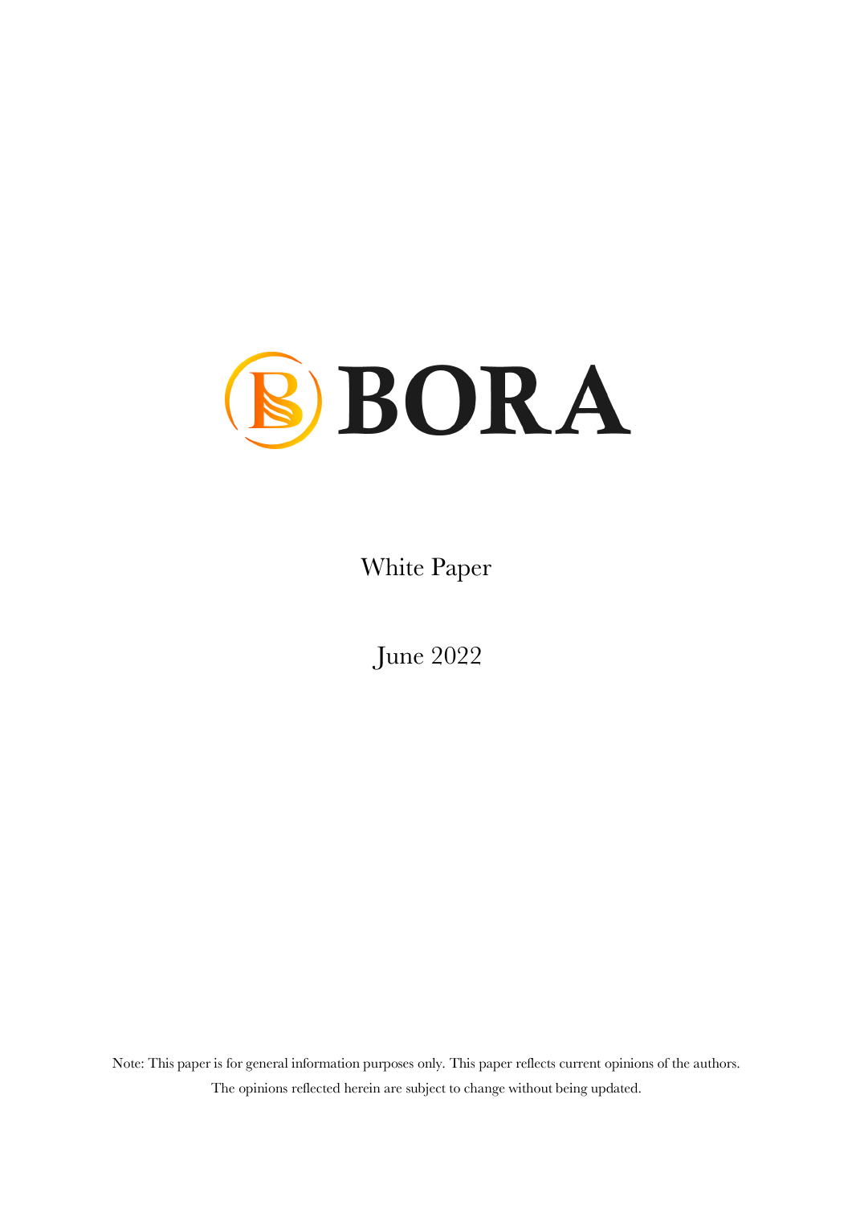# BORA

White Paper

June 2022

Note: This paper is for general information purposes only. This paper reflects current opinions of the authors. The opinions reflected herein are subject to change without being updated.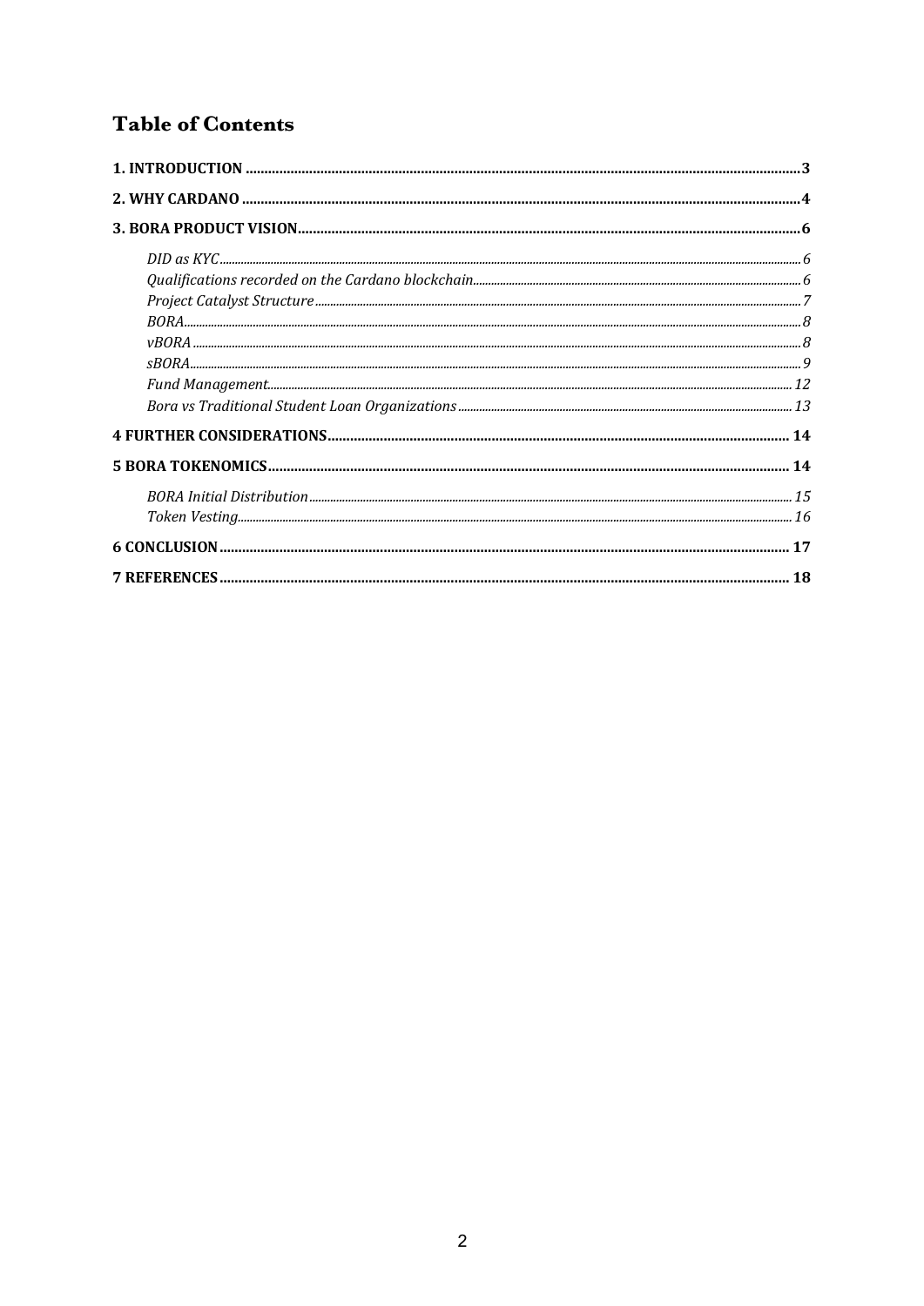# Table of Contents

**1. INTRODUCTION** ..... **3**

**2. WHY CARDANO** ..... **4**

**3. BORA PRODUCT VISION** ..... **6**

- *DID as KYC* ..... *6*
- *Qualifications recorded on the Cardano blockchain* ..... *6*
- *Project Catalyst Structure* ..... *7*
- *BORA* ..... *8*
- *vBORA* ..... *8*
- *sBORA* ..... *9*
- *Fund Management* ..... *12*
- *Bora vs Traditional Student Loan Organizations* ..... *13*

**4 FURTHER CONSIDERATIONS** ..... **14**

**5 BORA TOKENOMICS** ..... **14**

- *BORA Initial Distribution* ..... *15*
- *Token Vesting* ..... *16*

**6 CONCLUSION** ..... **17**

**7 REFERENCES** ..... **18**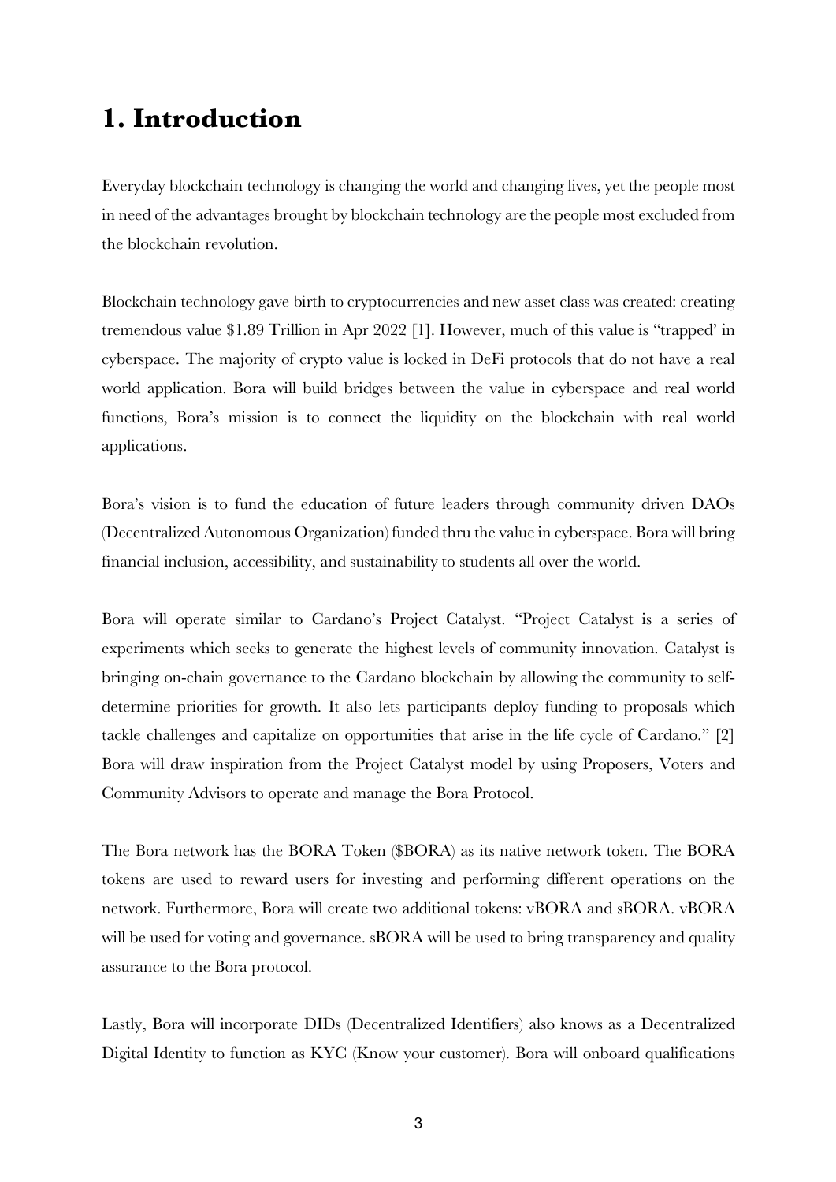# 1. Introduction

Everyday blockchain technology is changing the world and changing lives, yet the people most in need of the advantages brought by blockchain technology are the people most excluded from the blockchain revolution.

Blockchain technology gave birth to cryptocurrencies and new asset class was created: creating tremendous value $1.89 Trillion in Apr 2022 [1]. However, much of this value is "trapped' in cyberspace. The majority of crypto value is locked in DeFi protocols that do not have a real world application. Bora will build bridges between the value in cyberspace and real world functions, Bora's mission is to connect the liquidity on the blockchain with real world applications.

Bora's vision is to fund the education of future leaders through community driven DAOs (Decentralized Autonomous Organization) funded thru the value in cyberspace. Bora will bring financial inclusion, accessibility, and sustainability to students all over the world.

Bora will operate similar to Cardano's Project Catalyst. "Project Catalyst is a series of experiments which seeks to generate the highest levels of community innovation. Catalyst is bringing on-chain governance to the Cardano blockchain by allowing the community to self-determine priorities for growth. It also lets participants deploy funding to proposals which tackle challenges and capitalize on opportunities that arise in the life cycle of Cardano." [2] Bora will draw inspiration from the Project Catalyst model by using Proposers, Voters and Community Advisors to operate and manage the Bora Protocol.

The Bora network has the BORA Token ($BORA) as its native network token. The BORA tokens are used to reward users for investing and performing different operations on the network. Furthermore, Bora will create two additional tokens: vBORA and sBORA. vBORA will be used for voting and governance. sBORA will be used to bring transparency and quality assurance to the Bora protocol.

Lastly, Bora will incorporate DIDs (Decentralized Identifiers) also knows as a Decentralized Digital Identity to function as KYC (Know your customer). Bora will onboard qualifications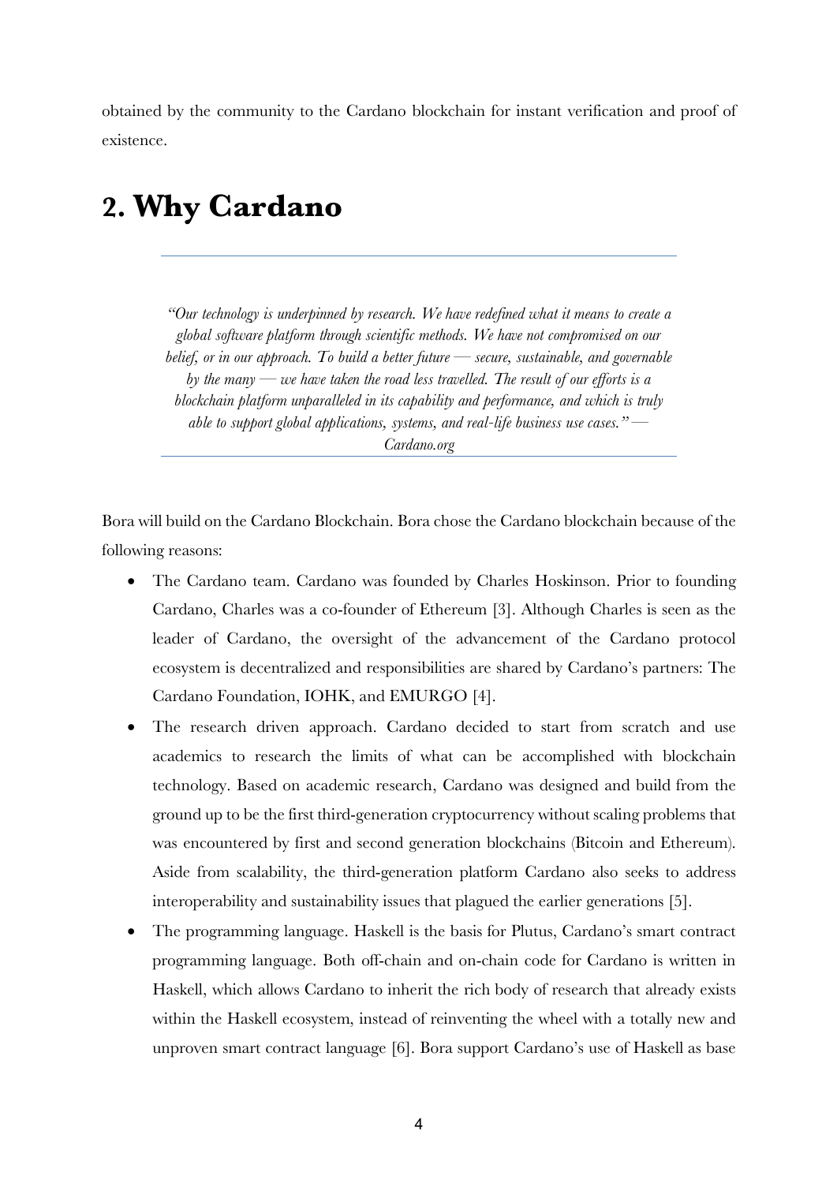obtained by the community to the Cardano blockchain for instant verification and proof of existence.

# 2. Why Cardano

---

> *"Our technology is underpinned by research. We have redefined what it means to create a global software platform through scientific methods. We have not compromised on our belief, or in our approach. To build a better future — secure, sustainable, and governable by the many — we have taken the road less travelled. The result of our efforts is a blockchain platform unparalleled in its capability and performance, and which is truly able to support global applications, systems, and real-life business use cases." — Cardano.org*

---

Bora will build on the Cardano Blockchain. Bora chose the Cardano blockchain because of the following reasons:

- The Cardano team. Cardano was founded by Charles Hoskinson. Prior to founding Cardano, Charles was a co-founder of Ethereum [3]. Although Charles is seen as the leader of Cardano, the oversight of the advancement of the Cardano protocol ecosystem is decentralized and responsibilities are shared by Cardano's partners: The Cardano Foundation, IOHK, and EMURGO [4].
- The research driven approach. Cardano decided to start from scratch and use academics to research the limits of what can be accomplished with blockchain technology. Based on academic research, Cardano was designed and build from the ground up to be the first third-generation cryptocurrency without scaling problems that was encountered by first and second generation blockchains (Bitcoin and Ethereum). Aside from scalability, the third-generation platform Cardano also seeks to address interoperability and sustainability issues that plagued the earlier generations [5].
- The programming language. Haskell is the basis for Plutus, Cardano's smart contract programming language. Both off-chain and on-chain code for Cardano is written in Haskell, which allows Cardano to inherit the rich body of research that already exists within the Haskell ecosystem, instead of reinventing the wheel with a totally new and unproven smart contract language [6]. Bora support Cardano's use of Haskell as base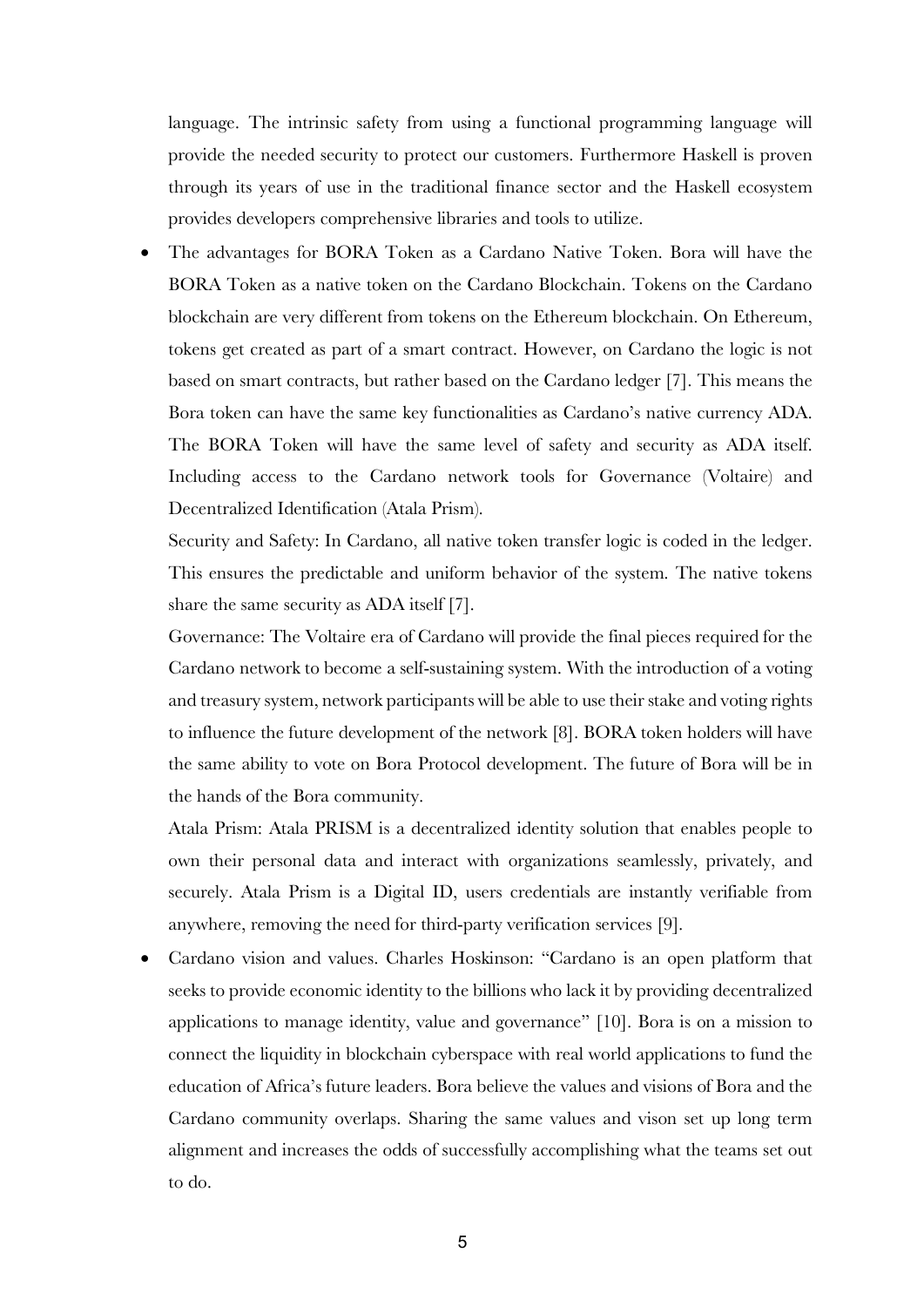language. The intrinsic safety from using a functional programming language will provide the needed security to protect our customers. Furthermore Haskell is proven through its years of use in the traditional finance sector and the Haskell ecosystem provides developers comprehensive libraries and tools to utilize.

- The advantages for BORA Token as a Cardano Native Token. Bora will have the BORA Token as a native token on the Cardano Blockchain. Tokens on the Cardano blockchain are very different from tokens on the Ethereum blockchain. On Ethereum, tokens get created as part of a smart contract. However, on Cardano the logic is not based on smart contracts, but rather based on the Cardano ledger [7]. This means the Bora token can have the same key functionalities as Cardano's native currency ADA. The BORA Token will have the same level of safety and security as ADA itself. Including access to the Cardano network tools for Governance (Voltaire) and Decentralized Identification (Atala Prism).

  Security and Safety: In Cardano, all native token transfer logic is coded in the ledger. This ensures the predictable and uniform behavior of the system. The native tokens share the same security as ADA itself [7].

  Governance: The Voltaire era of Cardano will provide the final pieces required for the Cardano network to become a self-sustaining system. With the introduction of a voting and treasury system, network participants will be able to use their stake and voting rights to influence the future development of the network [8]. BORA token holders will have the same ability to vote on Bora Protocol development. The future of Bora will be in the hands of the Bora community.

  Atala Prism: Atala PRISM is a decentralized identity solution that enables people to own their personal data and interact with organizations seamlessly, privately, and securely. Atala Prism is a Digital ID, users credentials are instantly verifiable from anywhere, removing the need for third-party verification services [9].

- Cardano vision and values. Charles Hoskinson: "Cardano is an open platform that seeks to provide economic identity to the billions who lack it by providing decentralized applications to manage identity, value and governance" [10]. Bora is on a mission to connect the liquidity in blockchain cyberspace with real world applications to fund the education of Africa's future leaders. Bora believe the values and visions of Bora and the Cardano community overlaps. Sharing the same values and vison set up long term alignment and increases the odds of successfully accomplishing what the teams set out to do.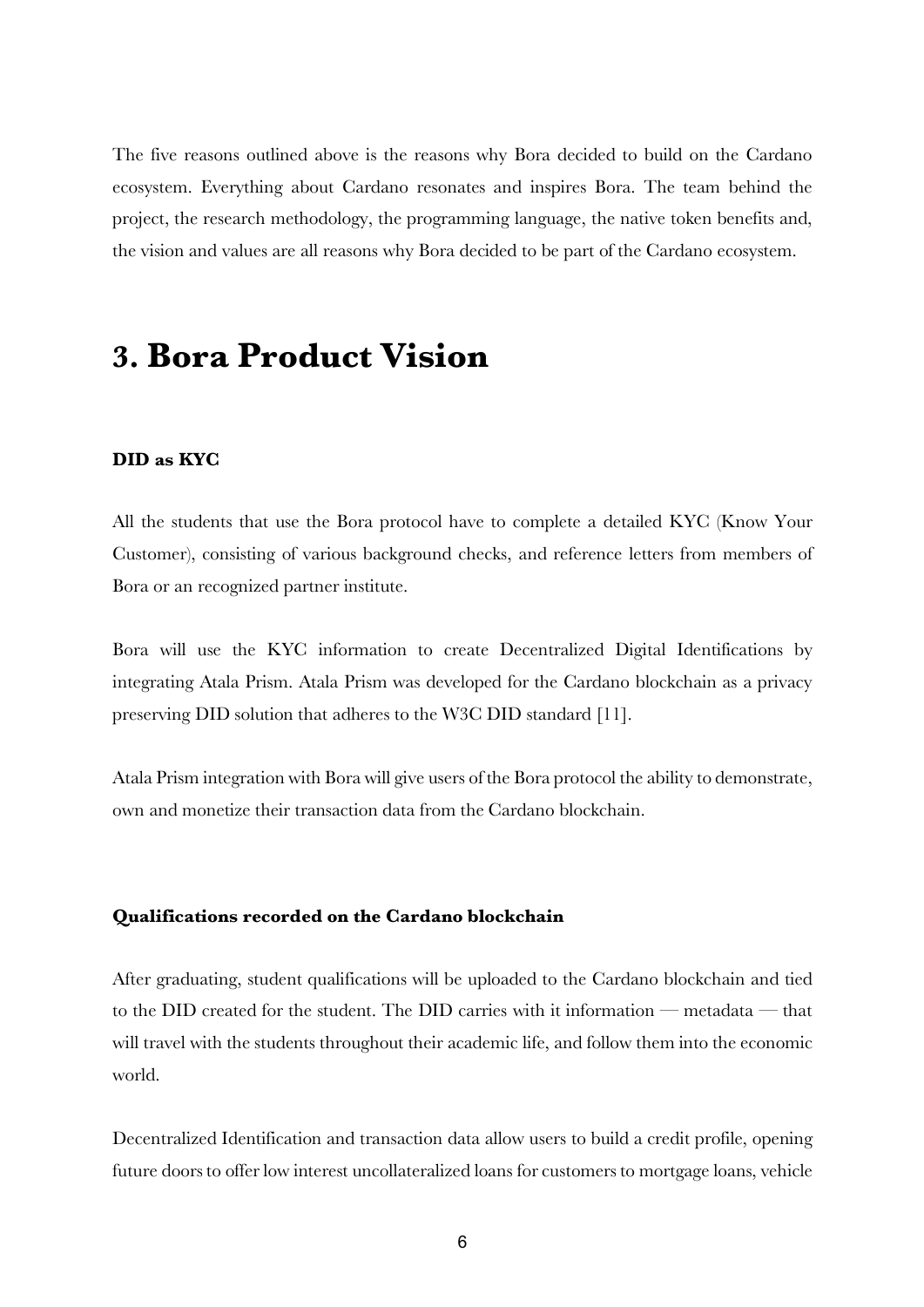The five reasons outlined above is the reasons why Bora decided to build on the Cardano ecosystem. Everything about Cardano resonates and inspires Bora. The team behind the project, the research methodology, the programming language, the native token benefits and, the vision and values are all reasons why Bora decided to be part of the Cardano ecosystem.

# 3. Bora Product Vision

**DID as KYC**

All the students that use the Bora protocol have to complete a detailed KYC (Know Your Customer), consisting of various background checks, and reference letters from members of Bora or an recognized partner institute.

Bora will use the KYC information to create Decentralized Digital Identifications by integrating Atala Prism. Atala Prism was developed for the Cardano blockchain as a privacy preserving DID solution that adheres to the W3C DID standard [11].

Atala Prism integration with Bora will give users of the Bora protocol the ability to demonstrate, own and monetize their transaction data from the Cardano blockchain.

**Qualifications recorded on the Cardano blockchain**

After graduating, student qualifications will be uploaded to the Cardano blockchain and tied to the DID created for the student. The DID carries with it information — metadata — that will travel with the students throughout their academic life, and follow them into the economic world.

Decentralized Identification and transaction data allow users to build a credit profile, opening future doors to offer low interest uncollateralized loans for customers to mortgage loans, vehicle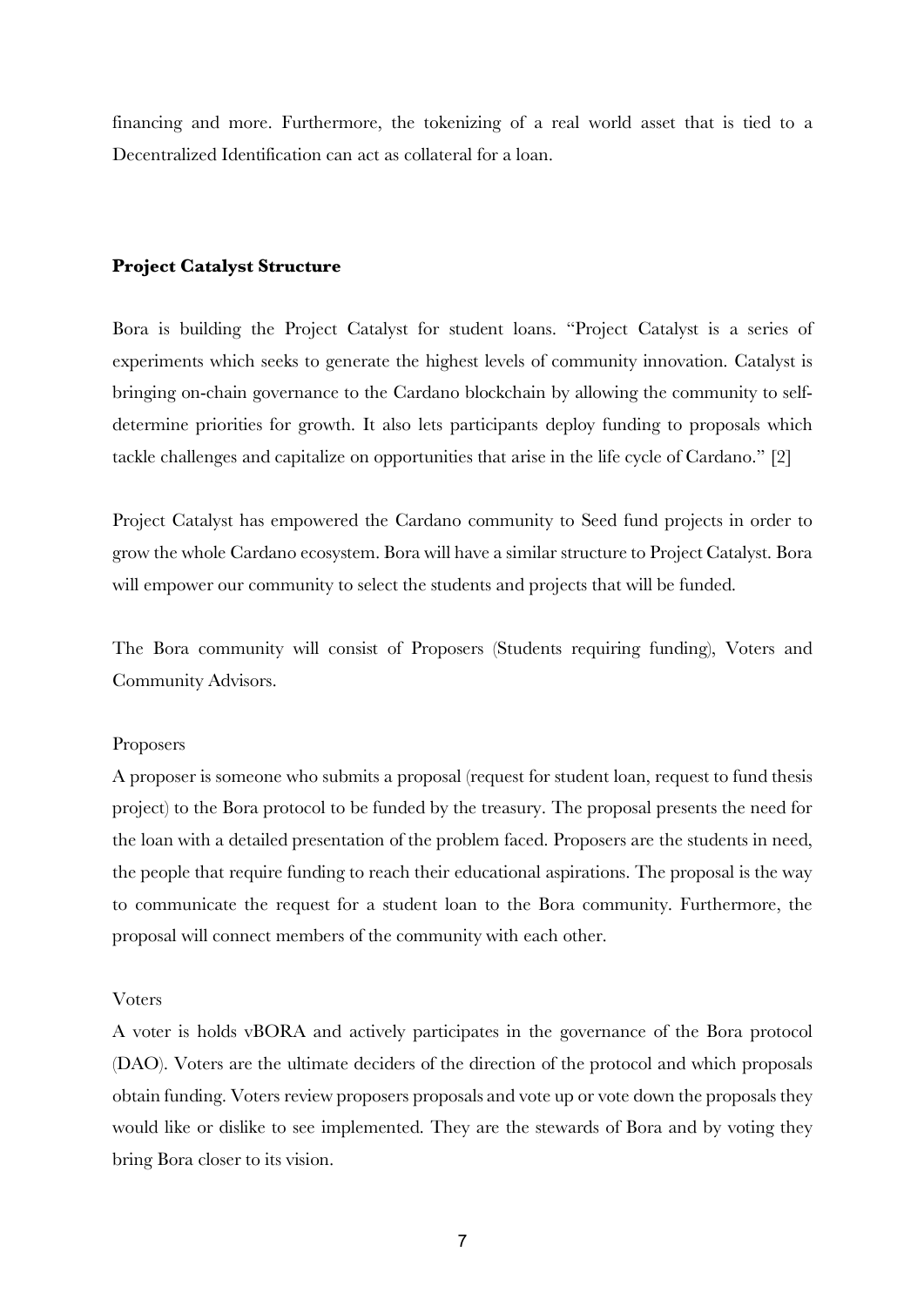financing and more. Furthermore, the tokenizing of a real world asset that is tied to a Decentralized Identification can act as collateral for a loan.

## Project Catalyst Structure

Bora is building the Project Catalyst for student loans. "Project Catalyst is a series of experiments which seeks to generate the highest levels of community innovation. Catalyst is bringing on-chain governance to the Cardano blockchain by allowing the community to self-determine priorities for growth. It also lets participants deploy funding to proposals which tackle challenges and capitalize on opportunities that arise in the life cycle of Cardano." [2]

Project Catalyst has empowered the Cardano community to Seed fund projects in order to grow the whole Cardano ecosystem. Bora will have a similar structure to Project Catalyst. Bora will empower our community to select the students and projects that will be funded.

The Bora community will consist of Proposers (Students requiring funding), Voters and Community Advisors.

### Proposers

A proposer is someone who submits a proposal (request for student loan, request to fund thesis project) to the Bora protocol to be funded by the treasury. The proposal presents the need for the loan with a detailed presentation of the problem faced. Proposers are the students in need, the people that require funding to reach their educational aspirations. The proposal is the way to communicate the request for a student loan to the Bora community. Furthermore, the proposal will connect members of the community with each other.

### Voters

A voter is holds vBORA and actively participates in the governance of the Bora protocol (DAO). Voters are the ultimate deciders of the direction of the protocol and which proposals obtain funding. Voters review proposers proposals and vote up or vote down the proposals they would like or dislike to see implemented. They are the stewards of Bora and by voting they bring Bora closer to its vision.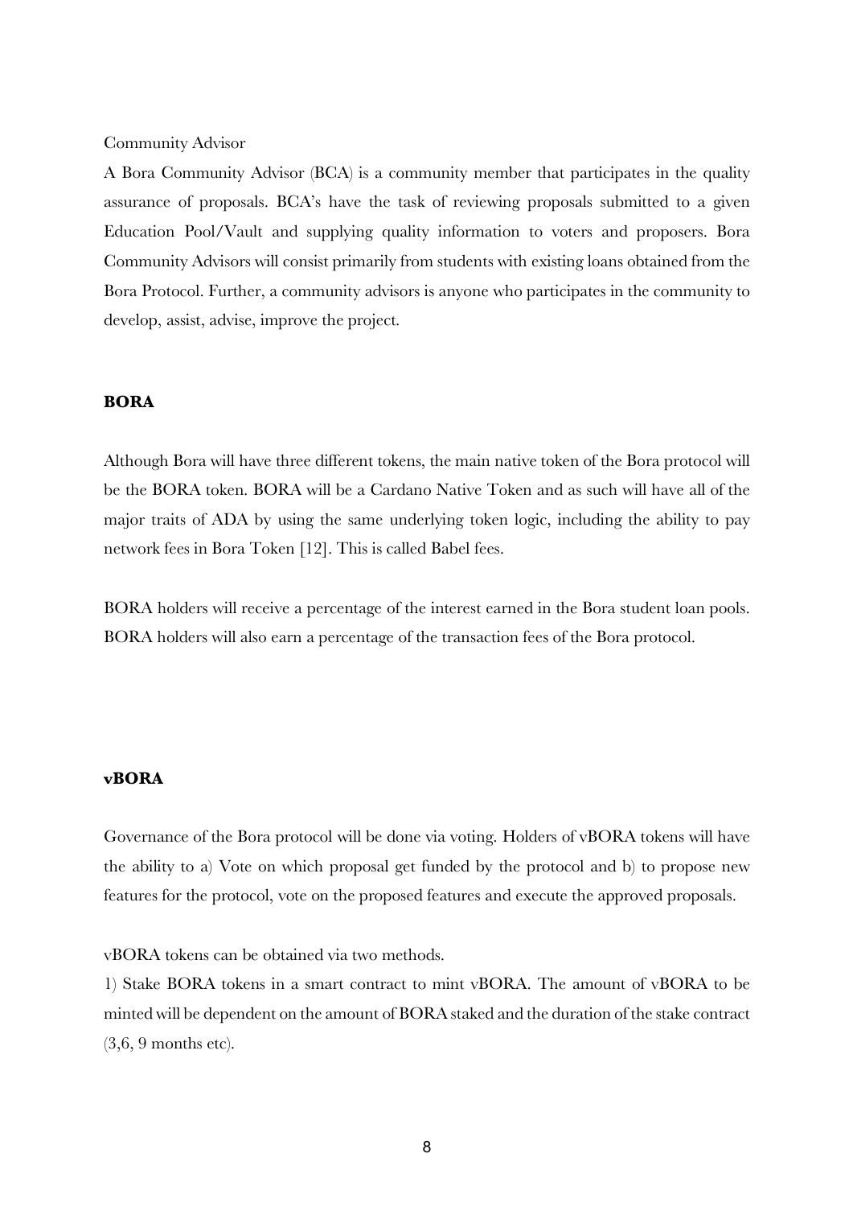Community Advisor

A Bora Community Advisor (BCA) is a community member that participates in the quality assurance of proposals. BCA's have the task of reviewing proposals submitted to a given Education Pool/Vault and supplying quality information to voters and proposers. Bora Community Advisors will consist primarily from students with existing loans obtained from the Bora Protocol. Further, a community advisors is anyone who participates in the community to develop, assist, advise, improve the project.

## BORA

Although Bora will have three different tokens, the main native token of the Bora protocol will be the BORA token. BORA will be a Cardano Native Token and as such will have all of the major traits of ADA by using the same underlying token logic, including the ability to pay network fees in Bora Token [12]. This is called Babel fees.

BORA holders will receive a percentage of the interest earned in the Bora student loan pools. BORA holders will also earn a percentage of the transaction fees of the Bora protocol.

## vBORA

Governance of the Bora protocol will be done via voting. Holders of vBORA tokens will have the ability to a) Vote on which proposal get funded by the protocol and b) to propose new features for the protocol, vote on the proposed features and execute the approved proposals.

vBORA tokens can be obtained via two methods.

1) Stake BORA tokens in a smart contract to mint vBORA. The amount of vBORA to be minted will be dependent on the amount of BORA staked and the duration of the stake contract (3,6, 9 months etc).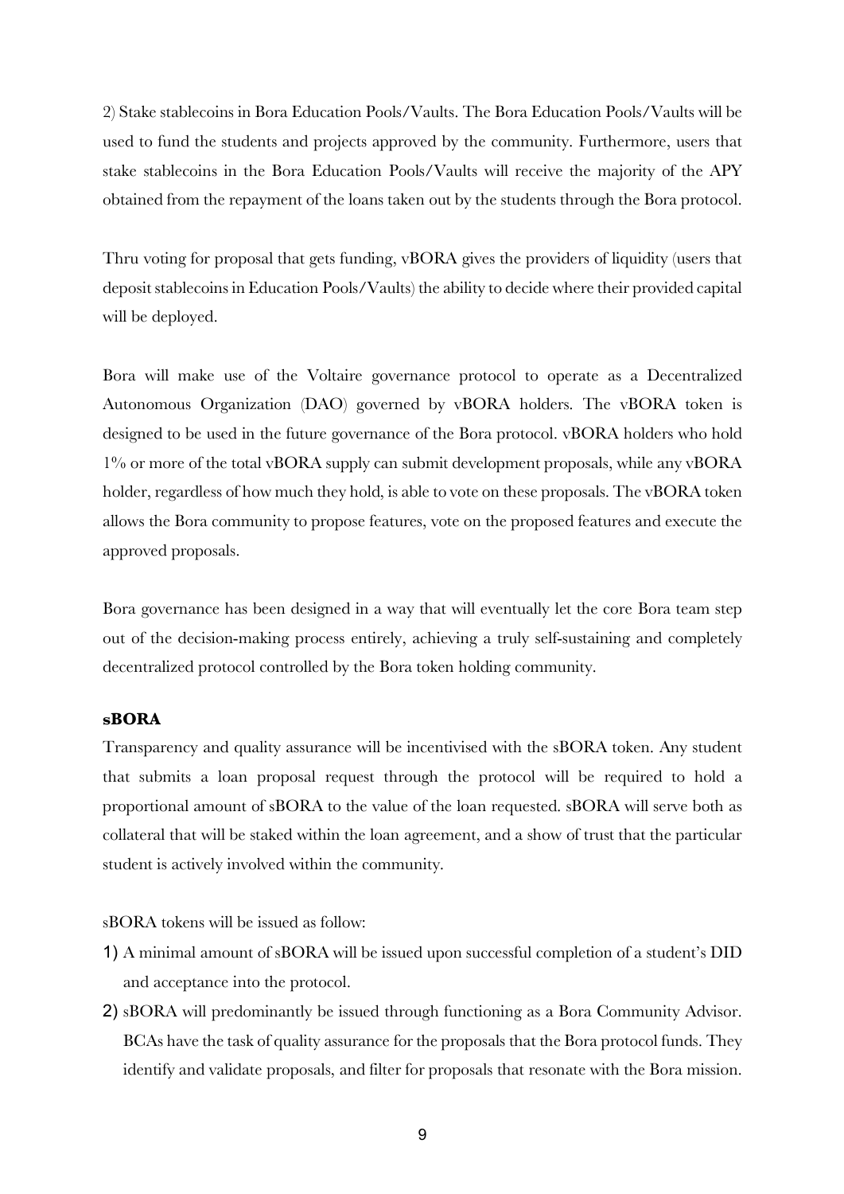2) Stake stablecoins in Bora Education Pools/Vaults. The Bora Education Pools/Vaults will be used to fund the students and projects approved by the community. Furthermore, users that stake stablecoins in the Bora Education Pools/Vaults will receive the majority of the APY obtained from the repayment of the loans taken out by the students through the Bora protocol.

Thru voting for proposal that gets funding, vBORA gives the providers of liquidity (users that deposit stablecoins in Education Pools/Vaults) the ability to decide where their provided capital will be deployed.

Bora will make use of the Voltaire governance protocol to operate as a Decentralized Autonomous Organization (DAO) governed by vBORA holders. The vBORA token is designed to be used in the future governance of the Bora protocol. vBORA holders who hold 1% or more of the total vBORA supply can submit development proposals, while any vBORA holder, regardless of how much they hold, is able to vote on these proposals. The vBORA token allows the Bora community to propose features, vote on the proposed features and execute the approved proposals.

Bora governance has been designed in a way that will eventually let the core Bora team step out of the decision-making process entirely, achieving a truly self-sustaining and completely decentralized protocol controlled by the Bora token holding community.

**sBORA**

Transparency and quality assurance will be incentivised with the sBORA token. Any student that submits a loan proposal request through the protocol will be required to hold a proportional amount of sBORA to the value of the loan requested. sBORA will serve both as collateral that will be staked within the loan agreement, and a show of trust that the particular student is actively involved within the community.

sBORA tokens will be issued as follow:

1) A minimal amount of sBORA will be issued upon successful completion of a student's DID and acceptance into the protocol.
2) sBORA will predominantly be issued through functioning as a Bora Community Advisor. BCAs have the task of quality assurance for the proposals that the Bora protocol funds. They identify and validate proposals, and filter for proposals that resonate with the Bora mission.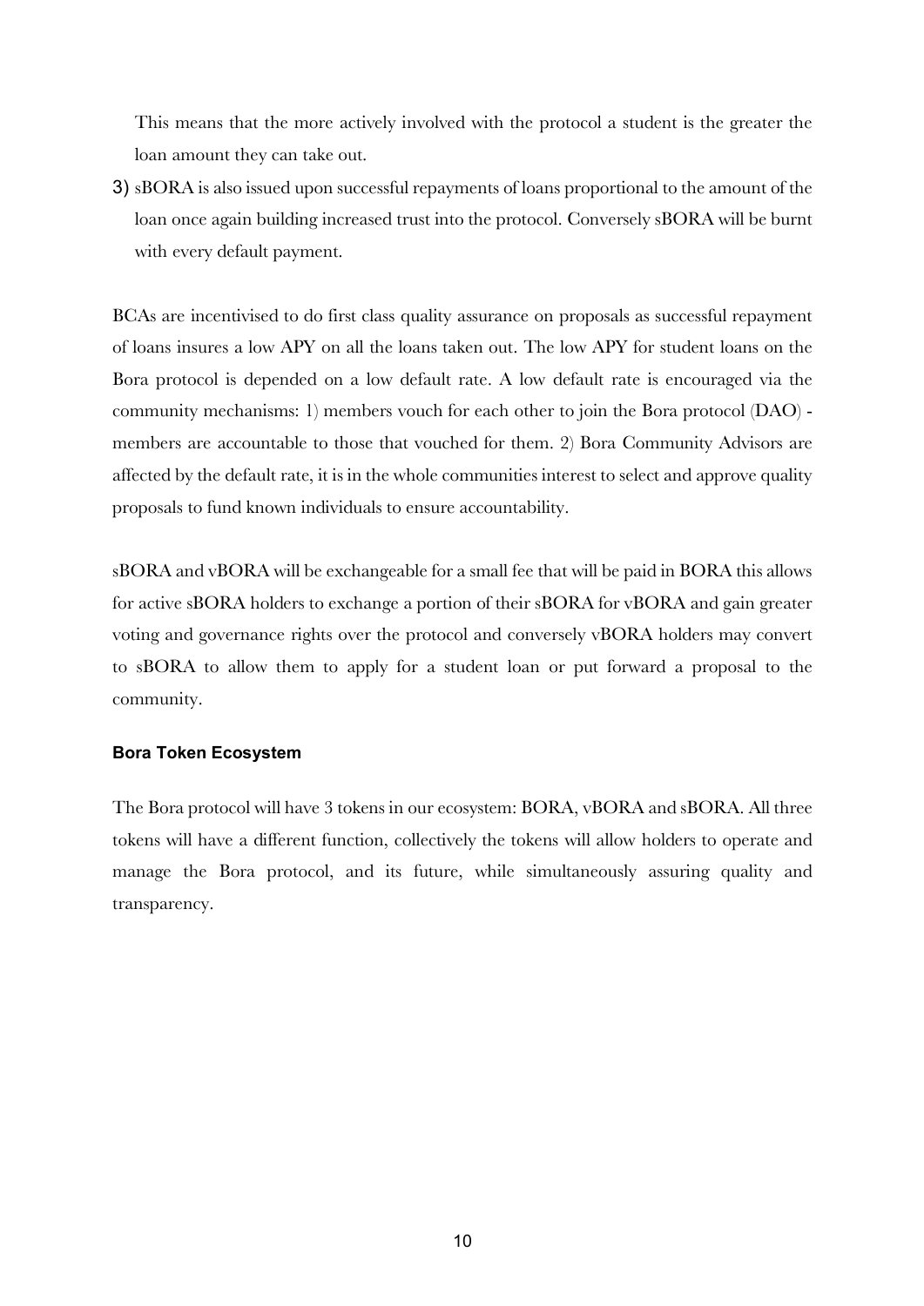This means that the more actively involved with the protocol a student is the greater the loan amount they can take out.

3) sBORA is also issued upon successful repayments of loans proportional to the amount of the loan once again building increased trust into the protocol. Conversely sBORA will be burnt with every default payment.

BCAs are incentivised to do first class quality assurance on proposals as successful repayment of loans insures a low APY on all the loans taken out. The low APY for student loans on the Bora protocol is depended on a low default rate. A low default rate is encouraged via the community mechanisms: 1) members vouch for each other to join the Bora protocol (DAO) - members are accountable to those that vouched for them. 2) Bora Community Advisors are affected by the default rate, it is in the whole communities interest to select and approve quality proposals to fund known individuals to ensure accountability.

sBORA and vBORA will be exchangeable for a small fee that will be paid in BORA this allows for active sBORA holders to exchange a portion of their sBORA for vBORA and gain greater voting and governance rights over the protocol and conversely vBORA holders may convert to sBORA to allow them to apply for a student loan or put forward a proposal to the community.

#### Bora Token Ecosystem

The Bora protocol will have 3 tokens in our ecosystem: BORA, vBORA and sBORA. All three tokens will have a different function, collectively the tokens will allow holders to operate and manage the Bora protocol, and its future, while simultaneously assuring quality and transparency.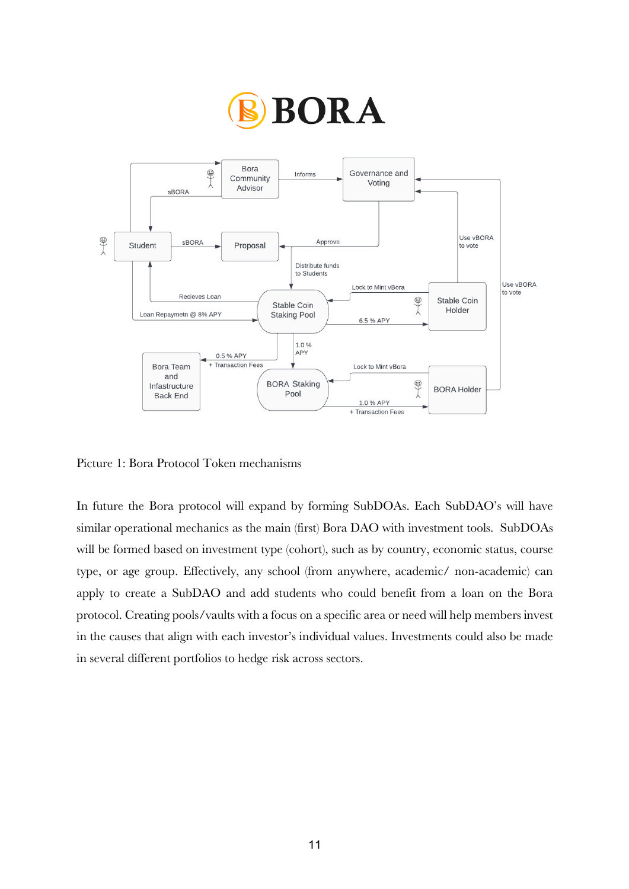BORA

Bora Community Advisor
Informs
Governance and Voting
sBORA
Student
sBORA
Proposal
Approve
Use vBORA to vote
Use vBORA to vote
Distribute funds to Students
Recieves Loan
Lock to Mint vBora
Stable Coin Staking Pool
Stable Coin Holder
Loan Repaymetn @ 8% APY
6.5 % APY
1.0 % APY
0.5 % APY + Transaction Fees
Bora Team and Infastructure Back End
Lock to Mint vBora
BORA Staking Pool
BORA Holder
1.0 % APY + Transaction Fees

Picture 1: Bora Protocol Token mechanisms

In future the Bora protocol will expand by forming SubDOAs. Each SubDAO's will have similar operational mechanics as the main (first) Bora DAO with investment tools. SubDOAs will be formed based on investment type (cohort), such as by country, economic status, course type, or age group. Effectively, any school (from anywhere, academic/ non-academic) can apply to create a SubDAO and add students who could benefit from a loan on the Bora protocol. Creating pools/vaults with a focus on a specific area or need will help members invest in the causes that align with each investor's individual values. Investments could also be made in several different portfolios to hedge risk across sectors.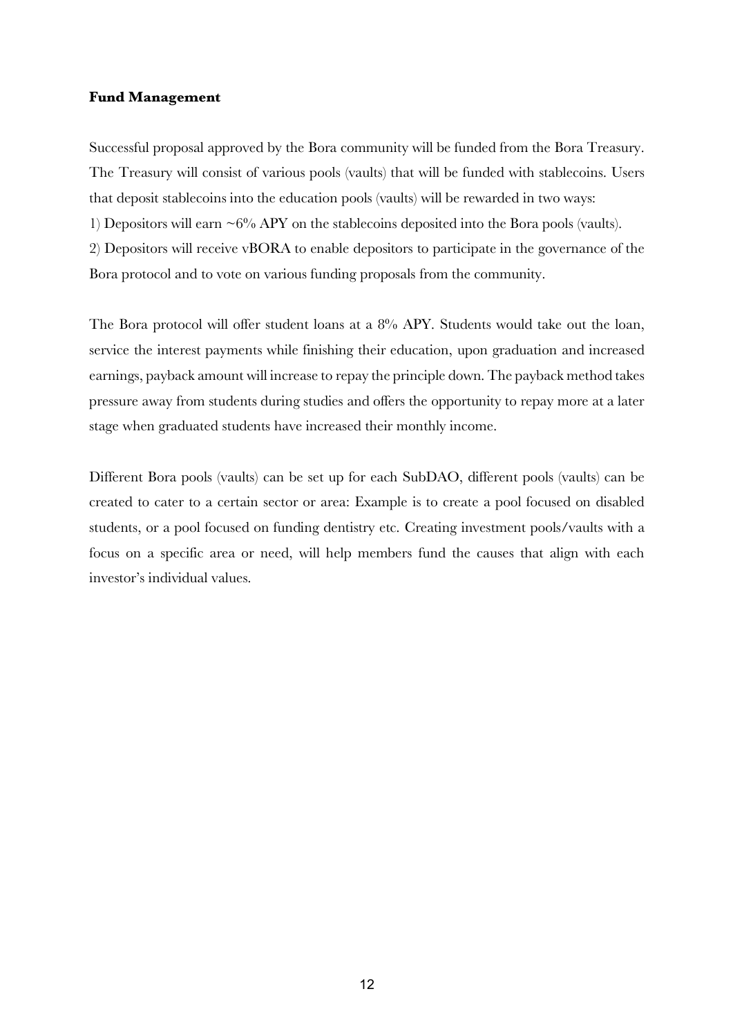**Fund Management**

Successful proposal approved by the Bora community will be funded from the Bora Treasury. The Treasury will consist of various pools (vaults) that will be funded with stablecoins. Users that deposit stablecoins into the education pools (vaults) will be rewarded in two ways:

1) Depositors will earn ~6% APY on the stablecoins deposited into the Bora pools (vaults).
2) Depositors will receive vBORA to enable depositors to participate in the governance of the Bora protocol and to vote on various funding proposals from the community.

The Bora protocol will offer student loans at a 8% APY. Students would take out the loan, service the interest payments while finishing their education, upon graduation and increased earnings, payback amount will increase to repay the principle down. The payback method takes pressure away from students during studies and offers the opportunity to repay more at a later stage when graduated students have increased their monthly income.

Different Bora pools (vaults) can be set up for each SubDAO, different pools (vaults) can be created to cater to a certain sector or area: Example is to create a pool focused on disabled students, or a pool focused on funding dentistry etc. Creating investment pools/vaults with a focus on a specific area or need, will help members fund the causes that align with each investor's individual values.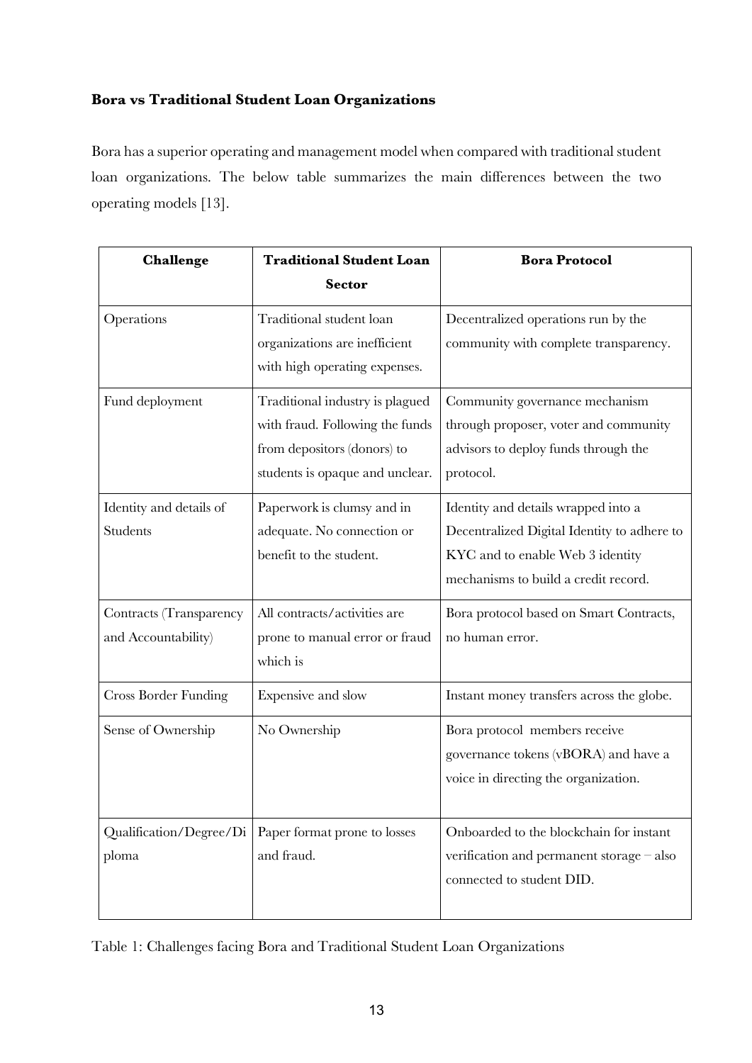**Bora vs Traditional Student Loan Organizations**

Bora has a superior operating and management model when compared with traditional student loan organizations. The below table summarizes the main differences between the two operating models [13].

| Challenge | Traditional Student Loan Sector | Bora Protocol |
|---|---|---|
| Operations | Traditional student loan organizations are inefficient with high operating expenses. | Decentralized operations run by the community with complete transparency. |
| Fund deployment | Traditional industry is plagued with fraud. Following the funds from depositors (donors) to students is opaque and unclear. | Community governance mechanism through proposer, voter and community advisors to deploy funds through the protocol. |
| Identity and details of Students | Paperwork is clumsy and in adequate. No connection or benefit to the student. | Identity and details wrapped into a Decentralized Digital Identity to adhere to KYC and to enable Web 3 identity mechanisms to build a credit record. |
| Contracts (Transparency and Accountability) | All contracts/activities are prone to manual error or fraud which is | Bora protocol based on Smart Contracts, no human error. |
| Cross Border Funding | Expensive and slow | Instant money transfers across the globe. |
| Sense of Ownership | No Ownership | Bora protocol members receive governance tokens (vBORA) and have a voice in directing the organization. |
| Qualification/Degree/Diploma | Paper format prone to losses and fraud. | Onboarded to the blockchain for instant verification and permanent storage – also connected to student DID. |

Table 1: Challenges facing Bora and Traditional Student Loan Organizations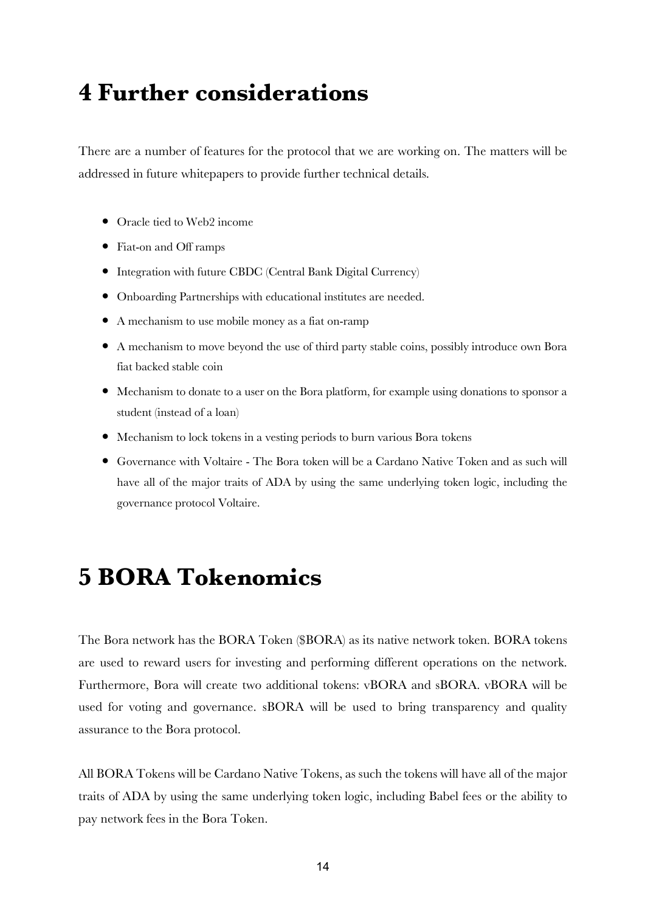# 4 Further considerations

There are a number of features for the protocol that we are working on. The matters will be addressed in future whitepapers to provide further technical details.

- Oracle tied to Web2 income
- Fiat-on and Off ramps
- Integration with future CBDC (Central Bank Digital Currency)
- Onboarding Partnerships with educational institutes are needed.
- A mechanism to use mobile money as a fiat on-ramp
- A mechanism to move beyond the use of third party stable coins, possibly introduce own Bora fiat backed stable coin
- Mechanism to donate to a user on the Bora platform, for example using donations to sponsor a student (instead of a loan)
- Mechanism to lock tokens in a vesting periods to burn various Bora tokens
- Governance with Voltaire - The Bora token will be a Cardano Native Token and as such will have all of the major traits of ADA by using the same underlying token logic, including the governance protocol Voltaire.

# 5 BORA Tokenomics

The Bora network has the BORA Token ($BORA) as its native network token. BORA tokens are used to reward users for investing and performing different operations on the network. Furthermore, Bora will create two additional tokens: vBORA and sBORA. vBORA will be used for voting and governance. sBORA will be used to bring transparency and quality assurance to the Bora protocol.

All BORA Tokens will be Cardano Native Tokens, as such the tokens will have all of the major traits of ADA by using the same underlying token logic, including Babel fees or the ability to pay network fees in the Bora Token.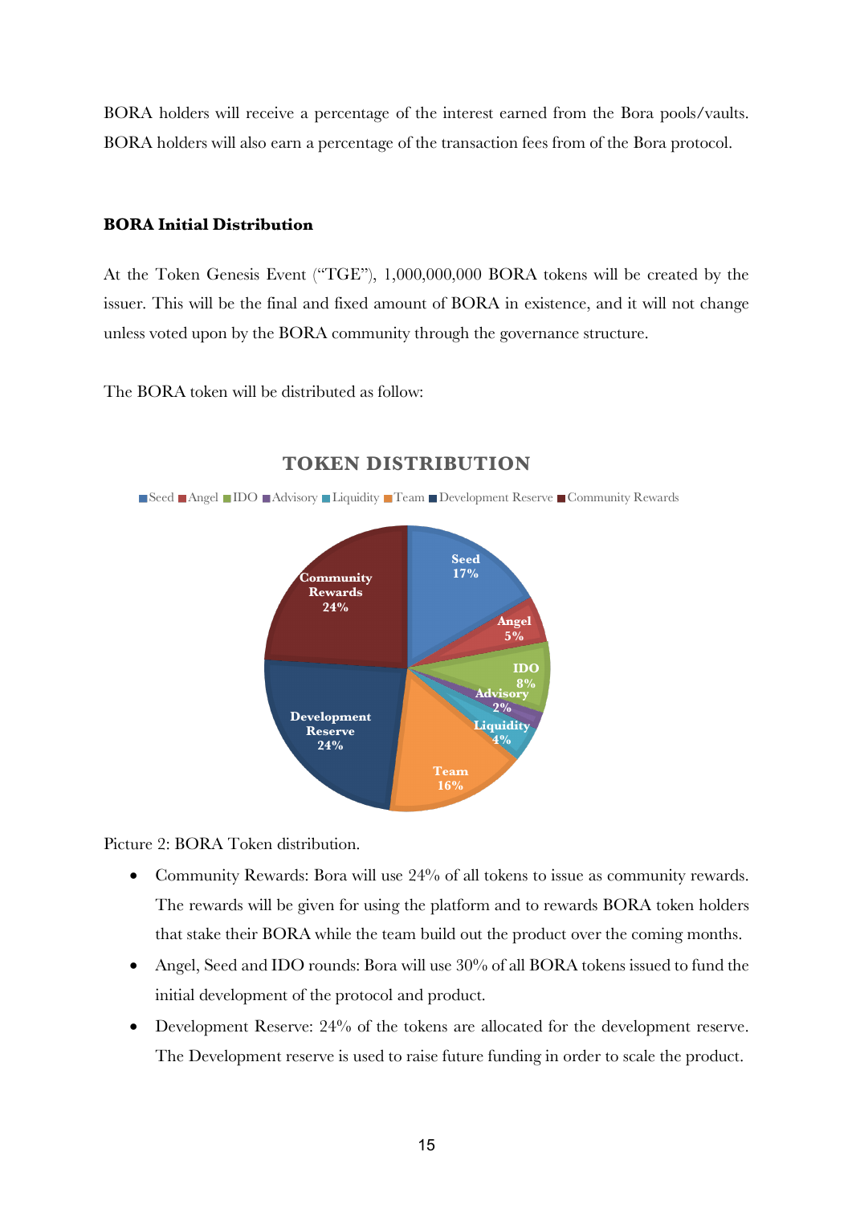BORA holders will receive a percentage of the interest earned from the Bora pools/vaults. BORA holders will also earn a percentage of the transaction fees from of the Bora protocol.

**BORA Initial Distribution**

At the Token Genesis Event ("TGE"), 1,000,000,000 BORA tokens will be created by the issuer. This will be the final and fixed amount of BORA in existence, and it will not change unless voted upon by the BORA community through the governance structure.

The BORA token will be distributed as follow:

TOKEN DISTRIBUTION

Seed, Angel, IDO, Advisory, Liquidity, Team, Development Reserve, Community Rewards

Seed 17%
Angel 5%
IDO 8%
Advisory 2%
Liquidity 4%
Team 16%
Development Reserve 24%
Community Rewards 24%

Picture 2: BORA Token distribution.

- Community Rewards: Bora will use 24% of all tokens to issue as community rewards. The rewards will be given for using the platform and to rewards BORA token holders that stake their BORA while the team build out the product over the coming months.
- Angel, Seed and IDO rounds: Bora will use 30% of all BORA tokens issued to fund the initial development of the protocol and product.
- Development Reserve: 24% of the tokens are allocated for the development reserve. The Development reserve is used to raise future funding in order to scale the product.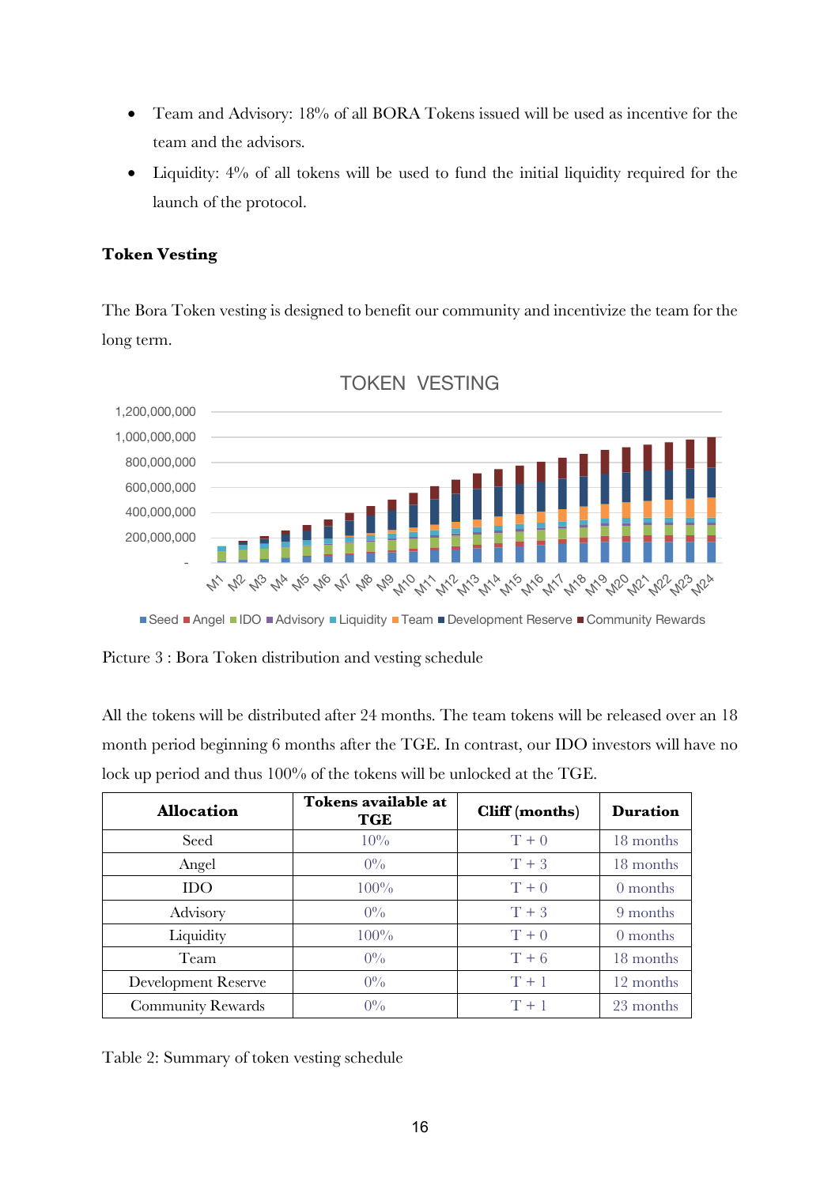- Team and Advisory: 18% of all BORA Tokens issued will be used as incentive for the team and the advisors.
- Liquidity: 4% of all tokens will be used to fund the initial liquidity required for the launch of the protocol.

**Token Vesting**

The Bora Token vesting is designed to benefit our community and incentivize the team for the long term.

TOKEN VESTING

1,200,000,000
1,000,000,000
800,000,000
600,000,000
400,000,000
200,000,000
-

M1 M2 M3 M4 M5 M6 M7 M8 M9 M10 M11 M12 M13 M14 M15 M16 M17 M18 M19 M20 M21 M22 M23 M24

Seed Angel IDO Advisory Liquidity Team Development Reserve Community Rewards

Picture 3 : Bora Token distribution and vesting schedule

All the tokens will be distributed after 24 months. The team tokens will be released over an 18 month period beginning 6 months after the TGE. In contrast, our IDO investors will have no lock up period and thus 100% of the tokens will be unlocked at the TGE.

| Allocation | Tokens available at TGE | Cliff (months) | Duration |
|---|---|---|---|
| Seed | 10% | T + 0 | 18 months |
| Angel | 0% | T + 3 | 18 months |
| IDO | 100% | T + 0 | 0 months |
| Advisory | 0% | T + 3 | 9 months |
| Liquidity | 100% | T + 0 | 0 months |
| Team | 0% | T + 6 | 18 months |
| Development Reserve | 0% | T + 1 | 12 months |
| Community Rewards | 0% | T + 1 | 23 months |

Table 2: Summary of token vesting schedule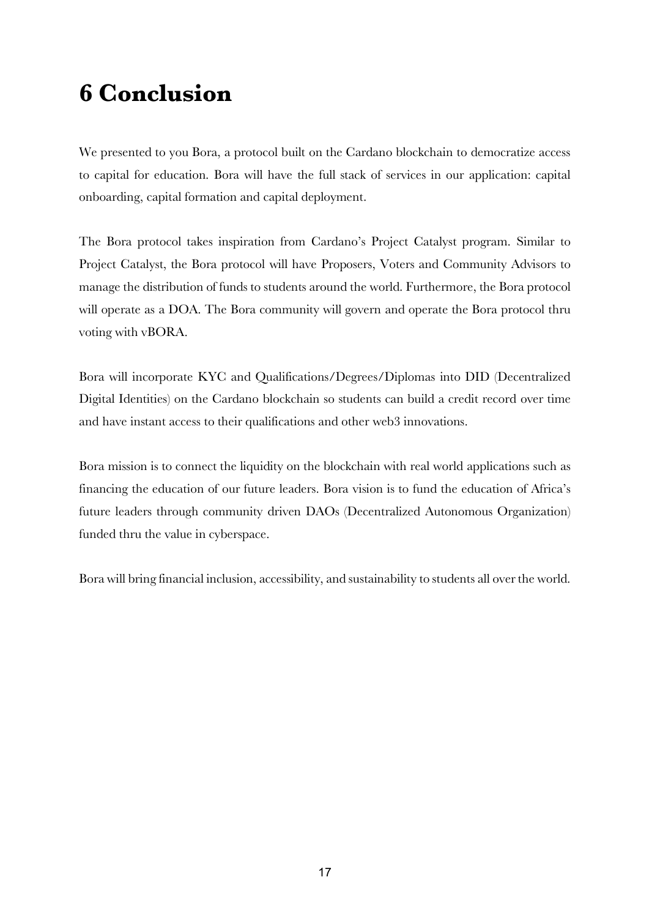# 6 Conclusion

We presented to you Bora, a protocol built on the Cardano blockchain to democratize access to capital for education. Bora will have the full stack of services in our application: capital onboarding, capital formation and capital deployment.

The Bora protocol takes inspiration from Cardano's Project Catalyst program. Similar to Project Catalyst, the Bora protocol will have Proposers, Voters and Community Advisors to manage the distribution of funds to students around the world. Furthermore, the Bora protocol will operate as a DOA. The Bora community will govern and operate the Bora protocol thru voting with vBORA.

Bora will incorporate KYC and Qualifications/Degrees/Diplomas into DID (Decentralized Digital Identities) on the Cardano blockchain so students can build a credit record over time and have instant access to their qualifications and other web3 innovations.

Bora mission is to connect the liquidity on the blockchain with real world applications such as financing the education of our future leaders. Bora vision is to fund the education of Africa's future leaders through community driven DAOs (Decentralized Autonomous Organization) funded thru the value in cyberspace.

Bora will bring financial inclusion, accessibility, and sustainability to students all over the world.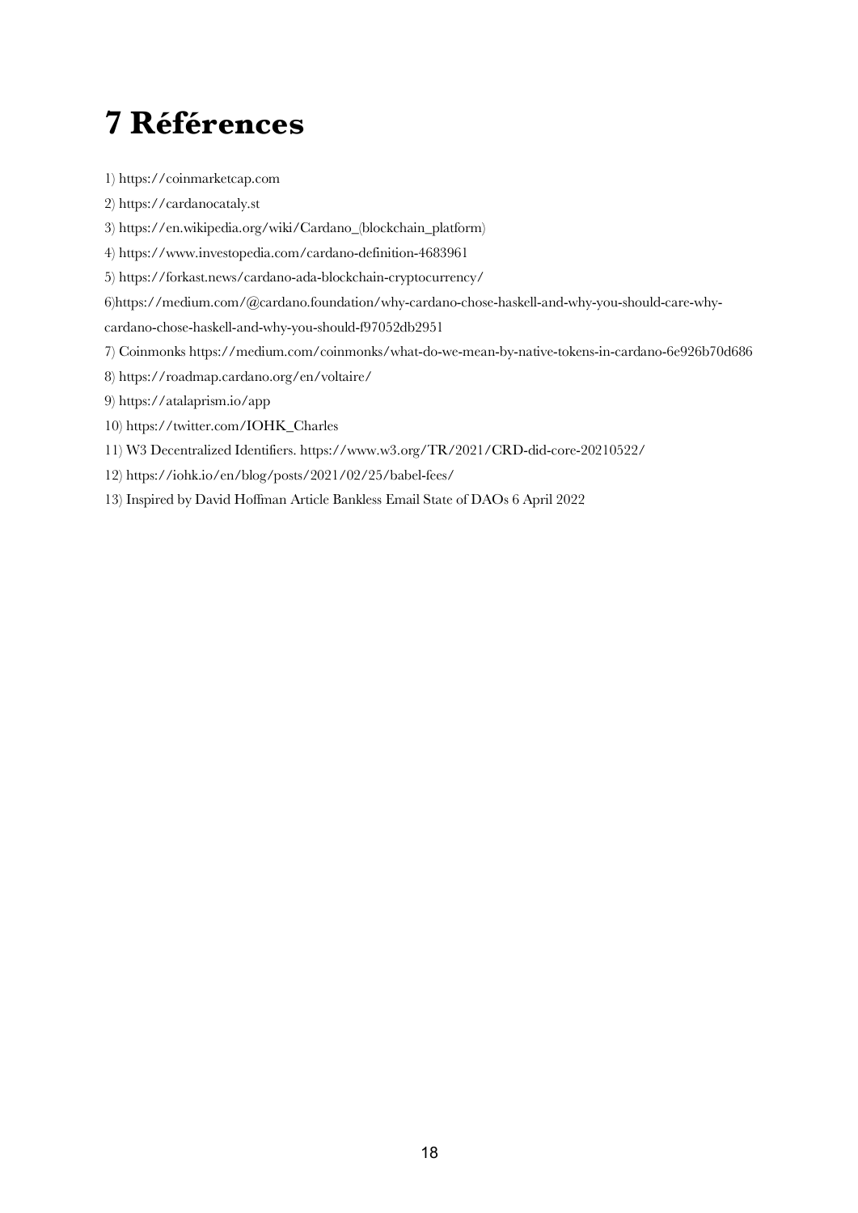# 7 Références

1) https://coinmarketcap.com

2) https://cardanocataly.st

3) https://en.wikipedia.org/wiki/Cardano_(blockchain_platform)

4) https://www.investopedia.com/cardano-definition-4683961

5) https://forkast.news/cardano-ada-blockchain-cryptocurrency/

6)https://medium.com/@cardano.foundation/why-cardano-chose-haskell-and-why-you-should-care-why-cardano-chose-haskell-and-why-you-should-f97052db2951

7) Coinmonks https://medium.com/coinmonks/what-do-we-mean-by-native-tokens-in-cardano-6e926b70d686

8) https://roadmap.cardano.org/en/voltaire/

9) https://atalaprism.io/app

10) https://twitter.com/IOHK_Charles

11) W3 Decentralized Identifiers. https://www.w3.org/TR/2021/CRD-did-core-20210522/

12) https://iohk.io/en/blog/posts/2021/02/25/babel-fees/

13) Inspired by David Hoffman Article Bankless Email State of DAOs 6 April 2022